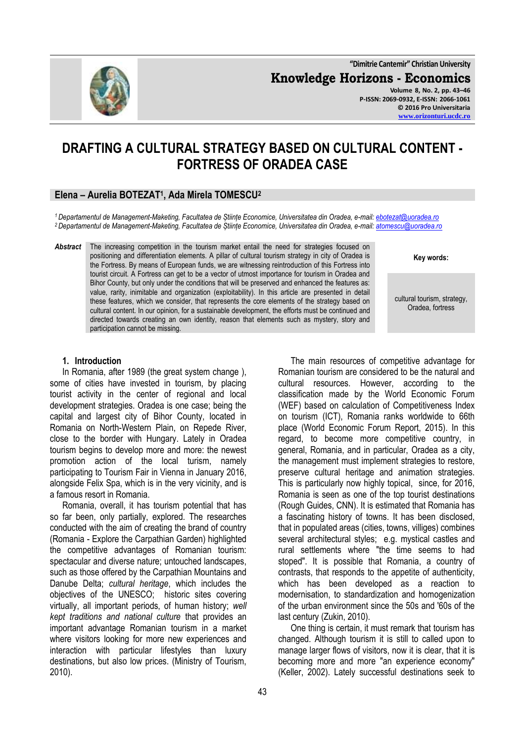# DRAFTING A CULTURAL STRATEGY BASED ON CULTURAL CONTENT - FORTRESS OF ORADEA CASE

**Elena – Aurelia BOTEZAT[1], Ada Mirela TOMESCU[2]**

[1] *Departamentul de Management-Maketing, Facultatea de Științe Economice, Universitatea din Oradea, e-mail: ebotezat@uoradea.ro*
[2] *Departamentul de Management-Maketing, Facultatea de Științe Economice, Universitatea din Oradea, e-mail: atomescu@uoradea.ro*

***Abstract*** The increasing competition in the tourism market entail the need for strategies focused on positioning and differentiation elements. A pillar of cultural tourism strategy in city of Oradea is the Fortress. By means of European funds, we are witnessing reintroduction of this Fortress into tourist circuit. A Fortress can get to be a vector of utmost importance for tourism in Oradea and Bihor County, but only under the conditions that will be preserved and enhanced the features as: value, rarity, inimitable and organization (exploitability). In this article are presented in detail these features, which we consider, that represents the core elements of the strategy based on cultural content. In our opinion, for a sustainable development, the efforts must be continued and directed towards creating an own identity, reason that elements such as mystery, story and participation cannot be missing.

**Key words:** cultural tourism, strategy, Oradea, fortress

## 1. Introduction

In Romania, after 1989 (the great system change ), some of cities have invested in tourism, by placing tourist activity in the center of regional and local development strategies. Oradea is one case; being the capital and largest city of Bihor County, located in Romania on North-Western Plain, on Repede River, close to the border with Hungary. Lately in Oradea tourism begins to develop more and more: the newest promotion action of the local turism, namely participating to Tourism Fair in Vienna in January 2016, alongside Felix Spa, which is in the very vicinity, and is a famous resort in Romania.

Romania, overall, it has tourism potential that has so far been, only partially, explored. The researches conducted with the aim of creating the brand of country (Romania - Explore the Carpathian Garden) highlighted the competitive advantages of Romanian tourism: spectacular and diverse nature; untouched landscapes, such as those offered by the Carpathian Mountains and Danube Delta; *cultural heritage*, which includes the objectives of the UNESCO; historic sites covering virtually, all important periods, of human history; *well kept traditions and national culture* that provides an important advantage Romanian tourism in a market where visitors looking for more new experiences and interaction with particular lifestyles than luxury destinations, but also low prices. (Ministry of Tourism, 2010).

The main resources of competitive advantage for Romanian tourism are considered to be the natural and cultural resources. However, according to the classification made by the World Economic Forum (WEF) based on calculation of Competitiveness Index on tourism (ICT), Romania ranks worldwide to 66th place (World Economic Forum Report, 2015). In this regard, to become more competitive country, in general, Romania, and in particular, Oradea as a city, the management must implement strategies to restore, preserve cultural heritage and animation strategies. This is particularly now highly topical, since, for 2016, Romania is seen as one of the top tourist destinations (Rough Guides, CNN). It is estimated that Romania has a fascinating history of towns. It has been disclosed, that in populated areas (cities, towns, villiges) combines several architectural styles; e.g. mystical castles and rural settlements where "the time seems to had stoped". It is possible that Romania, a country of contrasts, that responds to the appetite of authenticity, which has been developed as a reaction to modernisation, to standardization and homogenization of the urban environment since the 50s and '60s of the last century (Zukin, 2010).

One thing is certain, it must remark that tourism has changed. Although tourism it is still to called upon to manage larger flows of visitors, now it is clear, that it is becoming more and more "an experience economy" (Keller, 2002). Lately successful destinations seek to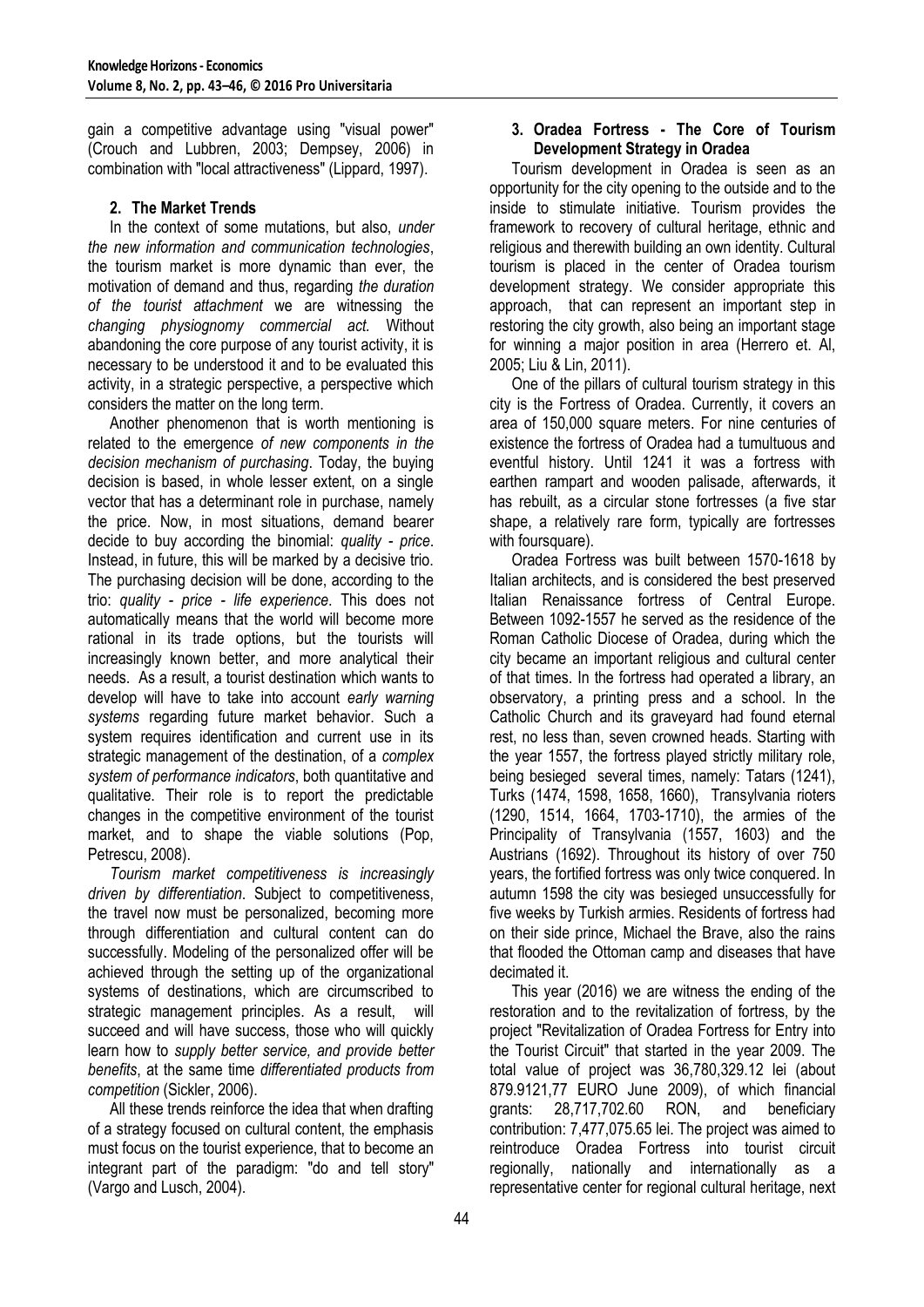gain a competitive advantage using "visual power" (Crouch and Lubbren, 2003; Dempsey, 2006) in combination with "local attractiveness" (Lippard, 1997).

## 2. The Market Trends

In the context of some mutations, but also, *under the new information and communication technologies*, the tourism market is more dynamic than ever, the motivation of demand and thus, regarding *the duration of the tourist attachment* we are witnessing the *changing physiognomy commercial act*. Without abandoning the core purpose of any tourist activity, it is necessary to be understood it and to be evaluated this activity, in a strategic perspective, a perspective which considers the matter on the long term.

Another phenomenon that is worth mentioning is related to the emergence *of new components in the decision mechanism of purchasing*. Today, the buying decision is based, in whole lesser extent, on a single vector that has a determinant role in purchase, namely the price. Now, in most situations, demand bearer decide to buy according the binomial: *quality - price*. Instead, in future, this will be marked by a decisive trio. The purchasing decision will be done, according to the trio: *quality - price - life experience*. This does not automatically means that the world will become more rational in its trade options, but the tourists will increasingly known better, and more analytical their needs. As a result, a tourist destination which wants to develop will have to take into account *early warning systems* regarding future market behavior. Such a system requires identification and current use in its strategic management of the destination, of a *complex system of performance indicators*, both quantitative and qualitative. Their role is to report the predictable changes in the competitive environment of the tourist market, and to shape the viable solutions (Pop, Petrescu, 2008).

*Tourism market competitiveness is increasingly driven by differentiation*. Subject to competitiveness, the travel now must be personalized, becoming more through differentiation and cultural content can do successfully. Modeling of the personalized offer will be achieved through the setting up of the organizational systems of destinations, which are circumscribed to strategic management principles. As a result, will succeed and will have success, those who will quickly learn how to *supply better service, and provide better benefits*, at the same time *differentiated products from competition* (Sickler, 2006).

All these trends reinforce the idea that when drafting of a strategy focused on cultural content, the emphasis must focus on the tourist experience, that to become an integrant part of the paradigm: "do and tell story" (Vargo and Lusch, 2004).

## 3. Oradea Fortress - The Core of Tourism Development Strategy in Oradea

Tourism development in Oradea is seen as an opportunity for the city opening to the outside and to the inside to stimulate initiative. Tourism provides the framework to recovery of cultural heritage, ethnic and religious and therewith building an own identity. Cultural tourism is placed in the center of Oradea tourism development strategy. We consider appropriate this approach, that can represent an important step in restoring the city growth, also being an important stage for winning a major position in area (Herrero et. Al, 2005; Liu & Lin, 2011).

One of the pillars of cultural tourism strategy in this city is the Fortress of Oradea. Currently, it covers an area of 150,000 square meters. For nine centuries of existence the fortress of Oradea had a tumultuous and eventful history. Until 1241 it was a fortress with earthen rampart and wooden palisade, afterwards, it has rebuilt, as a circular stone fortresses (a five star shape, a relatively rare form, typically are fortresses with foursquare).

Oradea Fortress was built between 1570-1618 by Italian architects, and is considered the best preserved Italian Renaissance fortress of Central Europe. Between 1092-1557 he served as the residence of the Roman Catholic Diocese of Oradea, during which the city became an important religious and cultural center of that times. In the fortress had operated a library, an observatory, a printing press and a school. In the Catholic Church and its graveyard had found eternal rest, no less than, seven crowned heads. Starting with the year 1557, the fortress played strictly military role, being besieged several times, namely: Tatars (1241), Turks (1474, 1598, 1658, 1660), Transylvania rioters (1290, 1514, 1664, 1703-1710), the armies of the Principality of Transylvania (1557, 1603) and the Austrians (1692). Throughout its history of over 750 years, the fortified fortress was only twice conquered. In autumn 1598 the city was besieged unsuccessfully for five weeks by Turkish armies. Residents of fortress had on their side prince, Michael the Brave, also the rains that flooded the Ottoman camp and diseases that have decimated it.

This year (2016) we are witness the ending of the restoration and to the revitalization of fortress, by the project "Revitalization of Oradea Fortress for Entry into the Tourist Circuit" that started in the year 2009. The total value of project was 36,780,329.12 lei (about 879.9121,77 EURO June 2009), of which financial grants: 28,717,702.60 RON, and beneficiary contribution: 7,477,075.65 lei. The project was aimed to reintroduce Oradea Fortress into tourist circuit regionally, nationally and internationally as a representative center for regional cultural heritage, next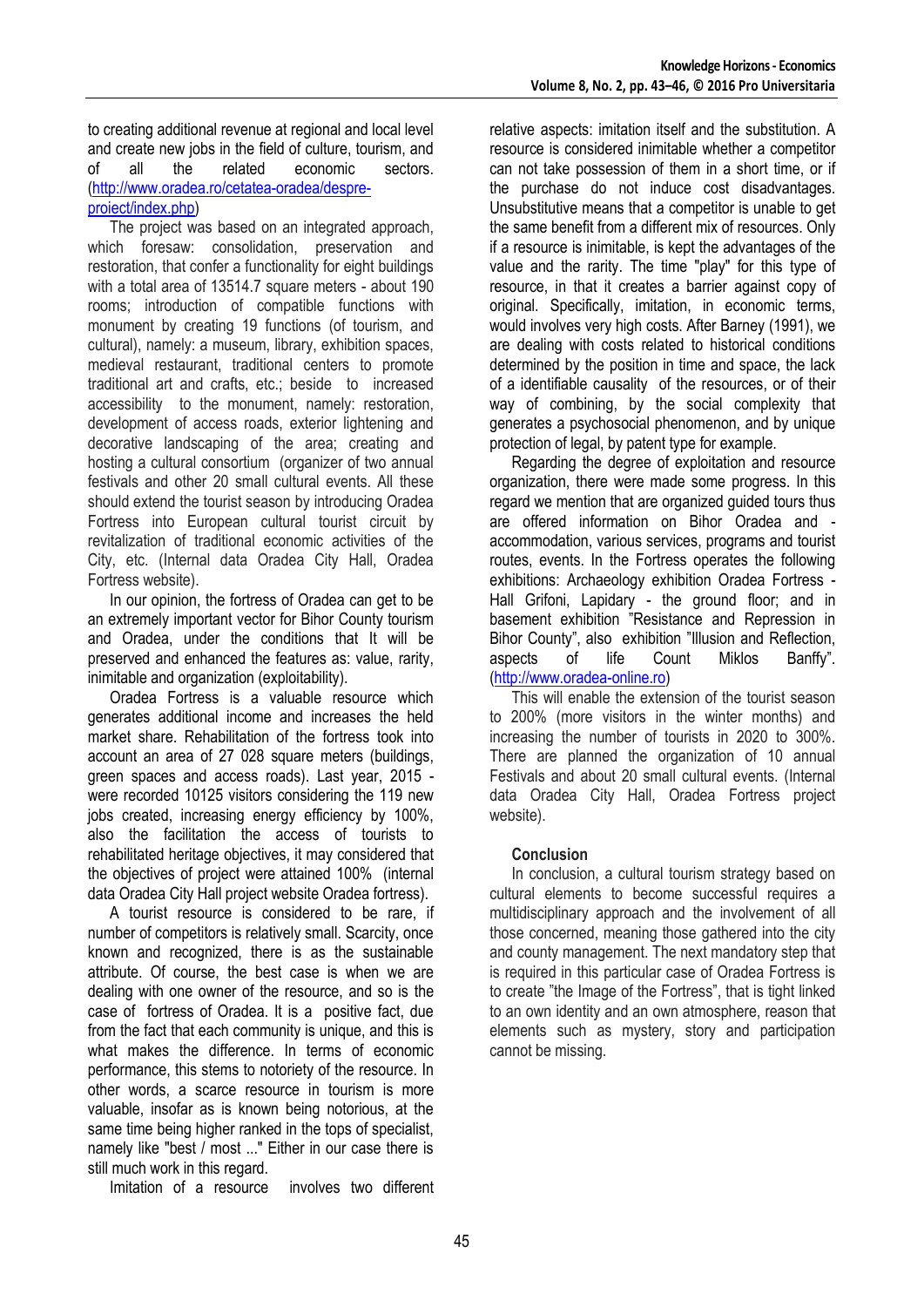to creating additional revenue at regional and local level and create new jobs in the field of culture, tourism, and of all the related economic sectors. (http://www.oradea.ro/cetatea-oradea/despre-proiect/index.php)

The project was based on an integrated approach, which foresaw: consolidation, preservation and restoration, that confer a functionality for eight buildings with a total area of 13514.7 square meters - about 190 rooms; introduction of compatible functions with monument by creating 19 functions (of tourism, and cultural), namely: a museum, library, exhibition spaces, medieval restaurant, traditional centers to promote traditional art and crafts, etc.; beside to increased accessibility to the monument, namely: restoration, development of access roads, exterior lightening and decorative landscaping of the area; creating and hosting a cultural consortium (organizer of two annual festivals and other 20 small cultural events. All these should extend the tourist season by introducing Oradea Fortress into European cultural tourist circuit by revitalization of traditional economic activities of the City, etc. (Internal data Oradea City Hall, Oradea Fortress website).

In our opinion, the fortress of Oradea can get to be an extremely important vector for Bihor County tourism and Oradea, under the conditions that It will be preserved and enhanced the features as: value, rarity, inimitable and organization (exploitability).

Oradea Fortress is a valuable resource which generates additional income and increases the held market share. Rehabilitation of the fortress took into account an area of 27 028 square meters (buildings, green spaces and access roads). Last year, 2015 - were recorded 10125 visitors considering the 119 new jobs created, increasing energy efficiency by 100%, also the facilitation the access of tourists to rehabilitated heritage objectives, it may considered that the objectives of project were attained 100% (internal data Oradea City Hall project website Oradea fortress).

A tourist resource is considered to be rare, if number of competitors is relatively small. Scarcity, once known and recognized, there is as the sustainable attribute. Of course, the best case is when we are dealing with one owner of the resource, and so is the case of fortress of Oradea. It is a positive fact, due from the fact that each community is unique, and this is what makes the difference. In terms of economic performance, this stems to notoriety of the resource. In other words, a scarce resource in tourism is more valuable, insofar as is known being notorious, at the same time being higher ranked in the tops of specialist, namely like "best / most ..." Either in our case there is still much work in this regard.

Imitation of a resource involves two different relative aspects: imitation itself and the substitution. A resource is considered inimitable whether a competitor can not take possession of them in a short time, or if the purchase do not induce cost disadvantages. Unsubstitutive means that a competitor is unable to get the same benefit from a different mix of resources. Only if a resource is inimitable, is kept the advantages of the value and the rarity. The time "play" for this type of resource, in that it creates a barrier against copy of original. Specifically, imitation, in economic terms, would involves very high costs. After Barney (1991), we are dealing with costs related to historical conditions determined by the position in time and space, the lack of a identifiable causality of the resources, or of their way of combining, by the social complexity that generates a psychosocial phenomenon, and by unique protection of legal, by patent type for example.

Regarding the degree of exploitation and resource organization, there were made some progress. In this regard we mention that are organized guided tours thus are offered information on Bihor Oradea and - accommodation, various services, programs and tourist routes, events. In the Fortress operates the following exhibitions: Archaeology exhibition Oradea Fortress - Hall Grifoni, Lapidary - the ground floor; and in basement exhibition "Resistance and Repression in Bihor County", also exhibition "Illusion and Reflection, aspects of life Count Miklos Banffy". (http://www.oradea-online.ro)

This will enable the extension of the tourist season to 200% (more visitors in the winter months) and increasing the number of tourists in 2020 to 300%. There are planned the organization of 10 annual Festivals and about 20 small cultural events. (Internal data Oradea City Hall, Oradea Fortress project website).

## Conclusion

In conclusion, a cultural tourism strategy based on cultural elements to become successful requires a multidisciplinary approach and the involvement of all those concerned, meaning those gathered into the city and county management. The next mandatory step that is required in this particular case of Oradea Fortress is to create "the Image of the Fortress", that is tight linked to an own identity and an own atmosphere, reason that elements such as mystery, story and participation cannot be missing.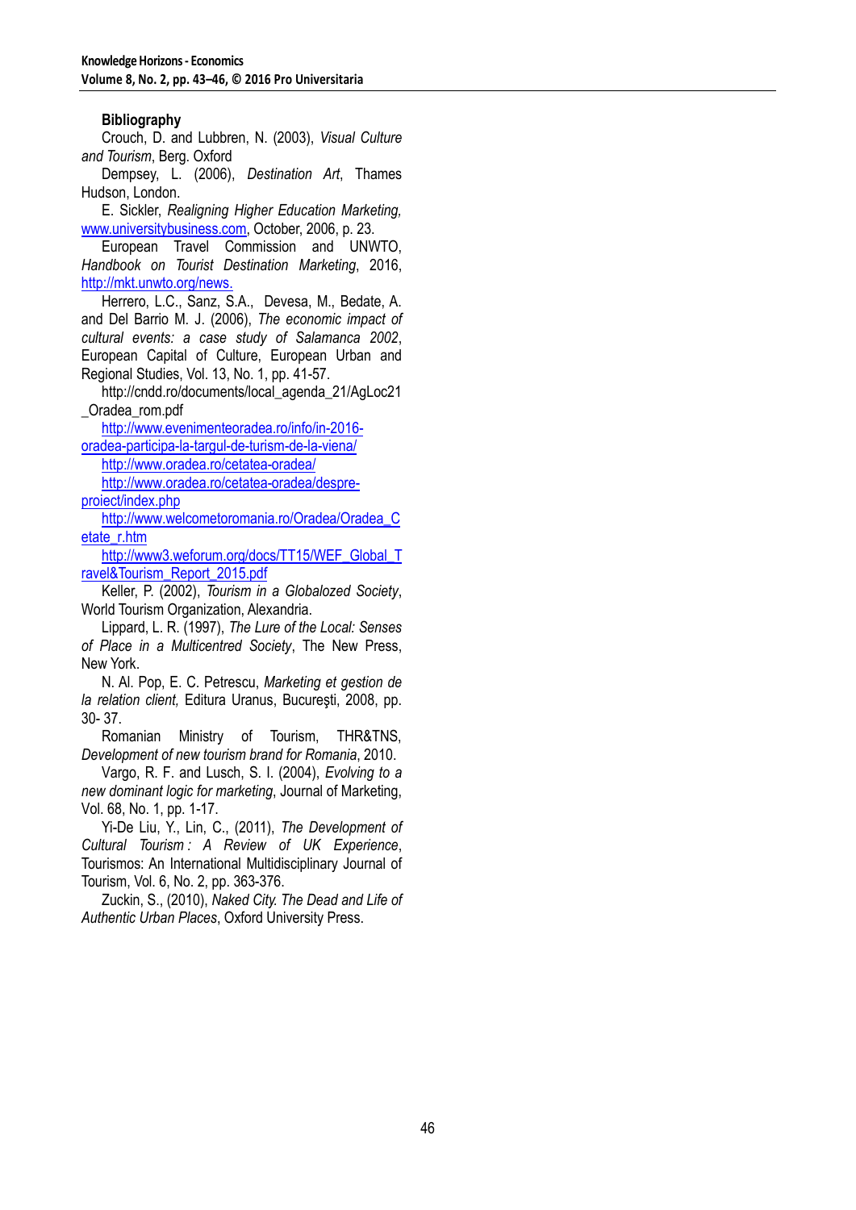**Bibliography**

Crouch, D. and Lubbren, N. (2003), *Visual Culture and Tourism*, Berg. Oxford

Dempsey, L. (2006), *Destination Art*, Thames Hudson, London.

E. Sickler, *Realigning Higher Education Marketing*, www.universitybusiness.com, October, 2006, p. 23.

European Travel Commission and UNWTO, *Handbook on Tourist Destination Marketing*, 2016, http://mkt.unwto.org/news.

Herrero, L.C., Sanz, S.A., Devesa, M., Bedate, A. and Del Barrio M. J. (2006), *The economic impact of cultural events: a case study of Salamanca 2002*, European Capital of Culture, European Urban and Regional Studies, Vol. 13, No. 1, pp. 41-57.

http://cndd.ro/documents/local_agenda_21/AgLoc21_Oradea_rom.pdf

http://www.evenimenteoradea.ro/info/in-2016-oradea-participa-la-targul-de-turism-de-la-viena/

http://www.oradea.ro/cetatea-oradea/

http://www.oradea.ro/cetatea-oradea/despre-proiect/index.php

http://www.welcometoromania.ro/Oradea/Oradea_Cetate_r.htm

http://www3.weforum.org/docs/TT15/WEF_Global_Travel&Tourism_Report_2015.pdf

Keller, P. (2002), *Tourism in a Globalozed Society*, World Tourism Organization, Alexandria.

Lippard, L. R. (1997), *The Lure of the Local: Senses of Place in a Multicentred Society*, The New Press, New York.

N. Al. Pop, E. C. Petrescu, *Marketing et gestion de la relation client,* Editura Uranus, Bucureşti, 2008, pp. 30- 37.

Romanian Ministry of Tourism, THR&TNS, *Development of new tourism brand for Romania*, 2010.

Vargo, R. F. and Lusch, S. I. (2004), *Evolving to a new dominant logic for marketing*, Journal of Marketing, Vol. 68, No. 1, pp. 1-17.

Yi-De Liu, Y., Lin, C., (2011), *The Development of Cultural Tourism : A Review of UK Experience*, Tourismos: An International Multidisciplinary Journal of Tourism, Vol. 6, No. 2, pp. 363-376.

Zuckin, S., (2010), *Naked City. The Dead and Life of Authentic Urban Places*, Oxford University Press.